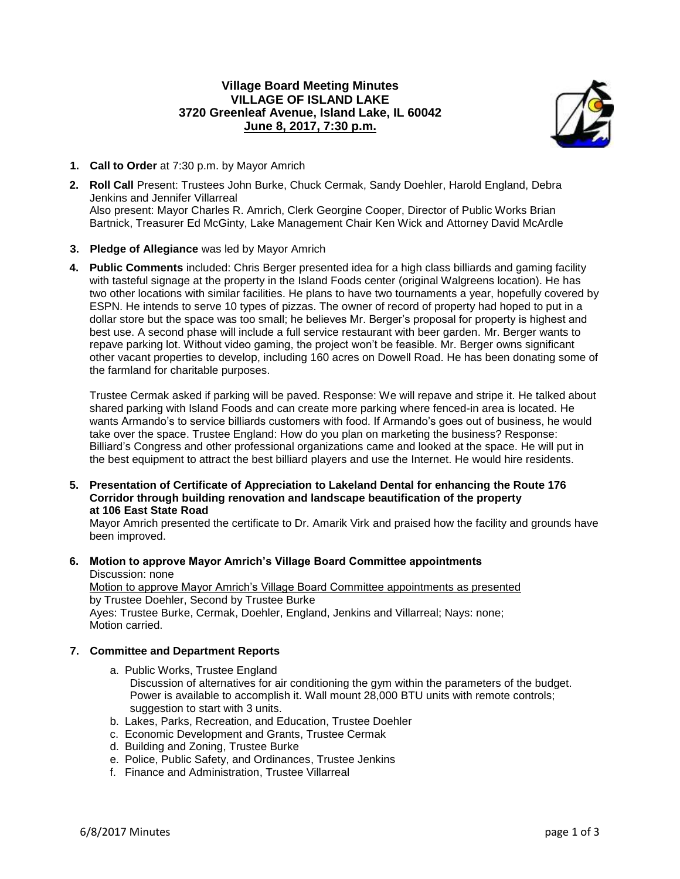# Village Board Meeting Minutes
## VILLAGE OF ISLAND LAKE
### 3720 Greenleaf Avenue, Island Lake, IL 60042
### June 8, 2017, 7:30 p.m.

1. **Call to Order** at 7:30 p.m. by Mayor Amrich

2. **Roll Call** Present: Trustees John Burke, Chuck Cermak, Sandy Doehler, Harold England, Debra Jenkins and Jennifer Villarreal
   Also present: Mayor Charles R. Amrich, Clerk Georgine Cooper, Director of Public Works Brian Bartnick, Treasurer Ed McGinty, Lake Management Chair Ken Wick and Attorney David McArdle

3. **Pledge of Allegiance** was led by Mayor Amrich

4. **Public Comments** included: Chris Berger presented idea for a high class billiards and gaming facility with tasteful signage at the property in the Island Foods center (original Walgreens location). He has two other locations with similar facilities. He plans to have two tournaments a year, hopefully covered by ESPN. He intends to serve 10 types of pizzas. The owner of record of property had hoped to put in a dollar store but the space was too small; he believes Mr. Berger's proposal for property is highest and best use. A second phase will include a full service restaurant with beer garden. Mr. Berger wants to repave parking lot. Without video gaming, the project won't be feasible. Mr. Berger owns significant other vacant properties to develop, including 160 acres on Dowell Road. He has been donating some of the farmland for charitable purposes.

   Trustee Cermak asked if parking will be paved. Response: We will repave and stripe it. He talked about shared parking with Island Foods and can create more parking where fenced-in area is located. He wants Armando's to service billiards customers with food. If Armando's goes out of business, he would take over the space. Trustee England: How do you plan on marketing the business? Response: Billiard's Congress and other professional organizations came and looked at the space. He will put in the best equipment to attract the best billiard players and use the Internet. He would hire residents.

5. **Presentation of Certificate of Appreciation to Lakeland Dental for enhancing the Route 176 Corridor through building renovation and landscape beautification of the property at 106 East State Road**
   Mayor Amrich presented the certificate to Dr. Amarik Virk and praised how the facility and grounds have been improved.

6. **Motion to approve Mayor Amrich's Village Board Committee appointments**
   Discussion: none
   Motion to approve Mayor Amrich's Village Board Committee appointments as presented by Trustee Doehler, Second by Trustee Burke
   Ayes: Trustee Burke, Cermak, Doehler, England, Jenkins and Villarreal; Nays: none;
   Motion carried.

7. **Committee and Department Reports**
   a. Public Works, Trustee England
      Discussion of alternatives for air conditioning the gym within the parameters of the budget. Power is available to accomplish it. Wall mount 28,000 BTU units with remote controls; suggestion to start with 3 units.
   b. Lakes, Parks, Recreation, and Education, Trustee Doehler
   c. Economic Development and Grants, Trustee Cermak
   d. Building and Zoning, Trustee Burke
   e. Police, Public Safety, and Ordinances, Trustee Jenkins
   f. Finance and Administration, Trustee Villarreal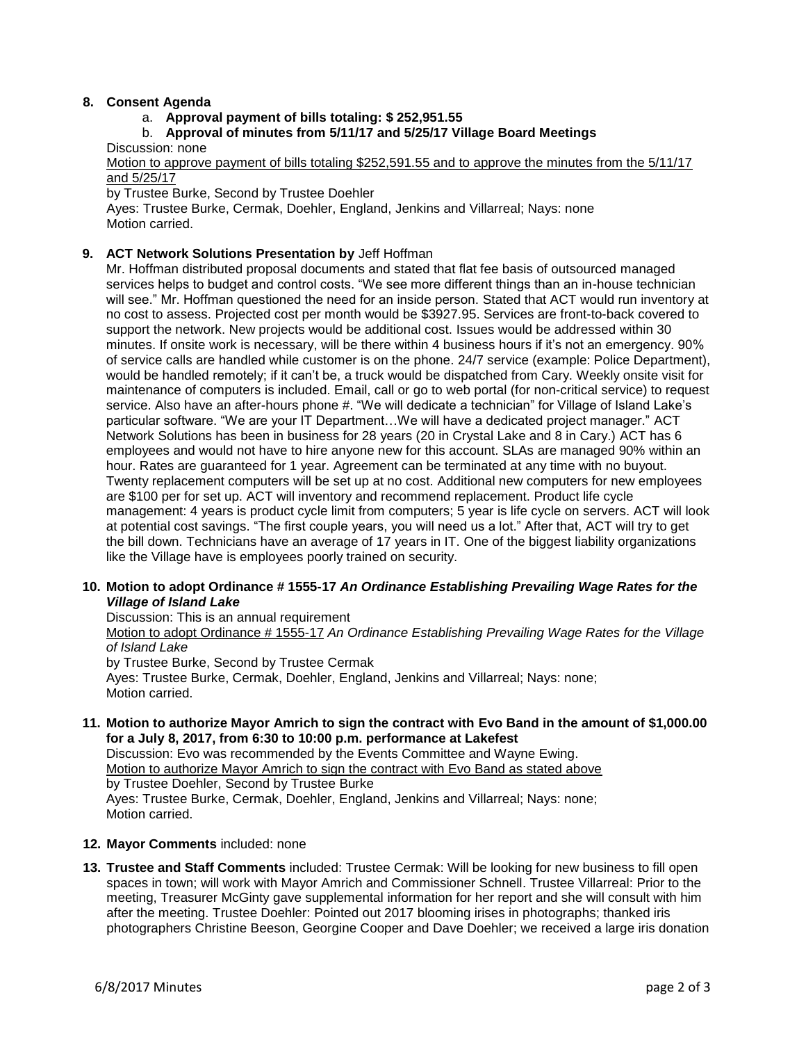**8. Consent Agenda**

a. **Approval payment of bills totaling: $ 252,951.55**

b. **Approval of minutes from 5/11/17 and 5/25/17 Village Board Meetings**

Discussion: none

Motion to approve payment of bills totaling $252,591.55 and to approve the minutes from the 5/11/17 and 5/25/17

by Trustee Burke, Second by Trustee Doehler

Ayes: Trustee Burke, Cermak, Doehler, England, Jenkins and Villarreal; Nays: none

Motion carried.

**9. ACT Network Solutions Presentation by** Jeff Hoffman

Mr. Hoffman distributed proposal documents and stated that flat fee basis of outsourced managed services helps to budget and control costs. "We see more different things than an in-house technician will see." Mr. Hoffman questioned the need for an inside person. Stated that ACT would run inventory at no cost to assess. Projected cost per month would be $3927.95. Services are front-to-back covered to support the network. New projects would be additional cost. Issues would be addressed within 30 minutes. If onsite work is necessary, will be there within 4 business hours if it's not an emergency. 90% of service calls are handled while customer is on the phone. 24/7 service (example: Police Department), would be handled remotely; if it can't be, a truck would be dispatched from Cary. Weekly onsite visit for maintenance of computers is included. Email, call or go to web portal (for non-critical service) to request service. Also have an after-hours phone #. "We will dedicate a technician" for Village of Island Lake's particular software. "We are your IT Department…We will have a dedicated project manager." ACT Network Solutions has been in business for 28 years (20 in Crystal Lake and 8 in Cary.) ACT has 6 employees and would not have to hire anyone new for this account. SLAs are managed 90% within an hour. Rates are guaranteed for 1 year. Agreement can be terminated at any time with no buyout. Twenty replacement computers will be set up at no cost. Additional new computers for new employees are $100 per for set up. ACT will inventory and recommend replacement. Product life cycle management: 4 years is product cycle limit from computers; 5 year is life cycle on servers. ACT will look at potential cost savings. "The first couple years, you will need us a lot." After that, ACT will try to get the bill down. Technicians have an average of 17 years in IT. One of the biggest liability organizations like the Village have is employees poorly trained on security.

**10. Motion to adopt Ordinance # 1555-17 *An Ordinance Establishing Prevailing Wage Rates for the Village of Island Lake***

Discussion: This is an annual requirement

Motion to adopt Ordinance # 1555-17 *An Ordinance Establishing Prevailing Wage Rates for the Village of Island Lake*

by Trustee Burke, Second by Trustee Cermak

Ayes: Trustee Burke, Cermak, Doehler, England, Jenkins and Villarreal; Nays: none;

Motion carried.

**11. Motion to authorize Mayor Amrich to sign the contract with Evo Band in the amount of $1,000.00 for a July 8, 2017, from 6:30 to 10:00 p.m. performance at Lakefest**

Discussion: Evo was recommended by the Events Committee and Wayne Ewing.

Motion to authorize Mayor Amrich to sign the contract with Evo Band as stated above

by Trustee Doehler, Second by Trustee Burke

Ayes: Trustee Burke, Cermak, Doehler, England, Jenkins and Villarreal; Nays: none;

Motion carried.

**12. Mayor Comments** included: none

**13. Trustee and Staff Comments** included: Trustee Cermak: Will be looking for new business to fill open spaces in town; will work with Mayor Amrich and Commissioner Schnell. Trustee Villarreal: Prior to the meeting, Treasurer McGinty gave supplemental information for her report and she will consult with him after the meeting. Trustee Doehler: Pointed out 2017 blooming irises in photographs; thanked iris photographers Christine Beeson, Georgine Cooper and Dave Doehler; we received a large iris donation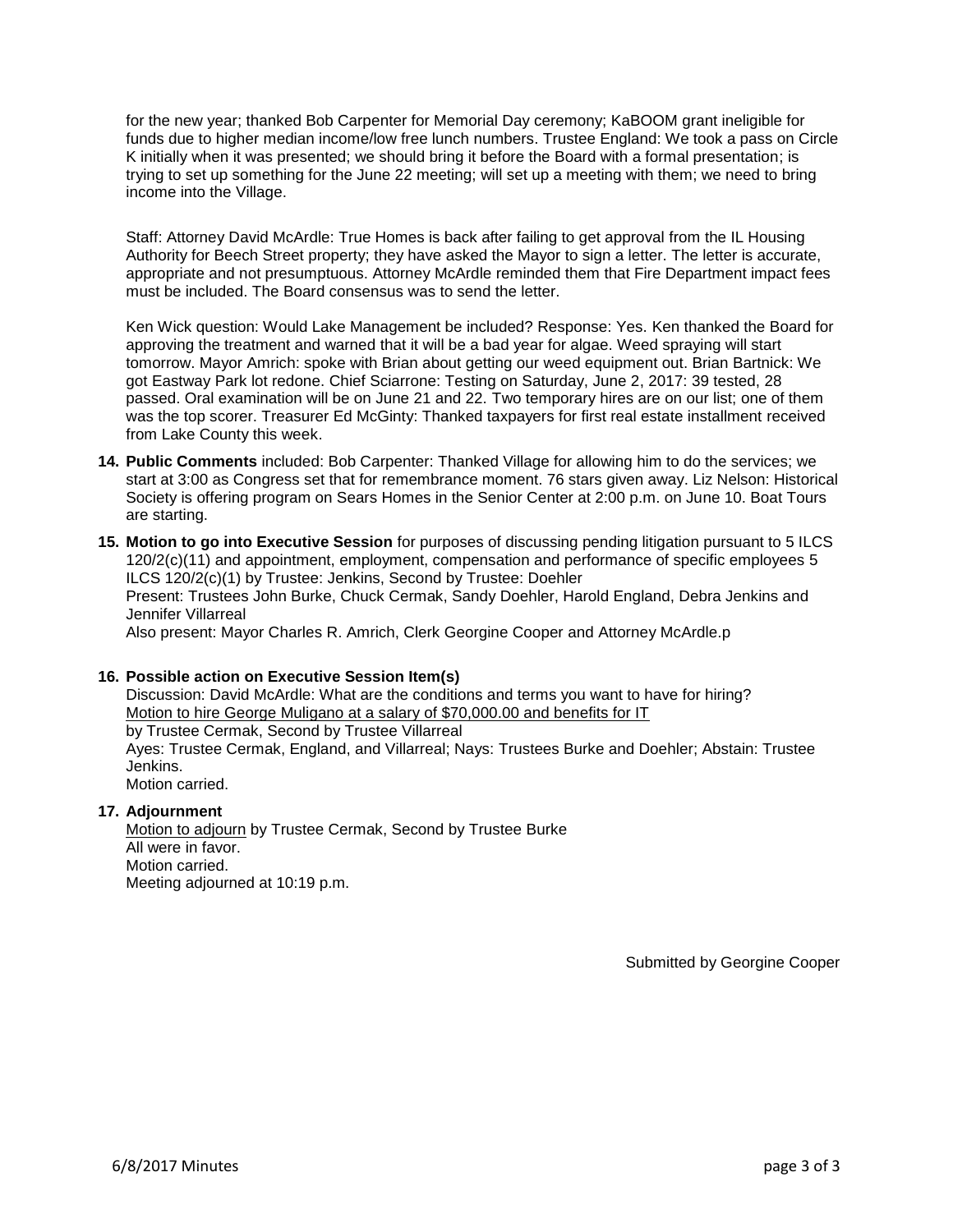for the new year; thanked Bob Carpenter for Memorial Day ceremony; KaBOOM grant ineligible for funds due to higher median income/low free lunch numbers. Trustee England: We took a pass on Circle K initially when it was presented; we should bring it before the Board with a formal presentation; is trying to set up something for the June 22 meeting; will set up a meeting with them; we need to bring income into the Village.

Staff: Attorney David McArdle: True Homes is back after failing to get approval from the IL Housing Authority for Beech Street property; they have asked the Mayor to sign a letter. The letter is accurate, appropriate and not presumptuous. Attorney McArdle reminded them that Fire Department impact fees must be included. The Board consensus was to send the letter.

Ken Wick question: Would Lake Management be included? Response: Yes. Ken thanked the Board for approving the treatment and warned that it will be a bad year for algae. Weed spraying will start tomorrow. Mayor Amrich: spoke with Brian about getting our weed equipment out. Brian Bartnick: We got Eastway Park lot redone. Chief Sciarrone: Testing on Saturday, June 2, 2017: 39 tested, 28 passed. Oral examination will be on June 21 and 22. Two temporary hires are on our list; one of them was the top scorer. Treasurer Ed McGinty: Thanked taxpayers for first real estate installment received from Lake County this week.

14. **Public Comments** included: Bob Carpenter: Thanked Village for allowing him to do the services; we start at 3:00 as Congress set that for remembrance moment. 76 stars given away. Liz Nelson: Historical Society is offering program on Sears Homes in the Senior Center at 2:00 p.m. on June 10. Boat Tours are starting.

15. **Motion to go into Executive Session** for purposes of discussing pending litigation pursuant to 5 ILCS 120/2(c)(11) and appointment, employment, compensation and performance of specific employees 5 ILCS 120/2(c)(1) by Trustee: Jenkins, Second by Trustee: Doehler
Present: Trustees John Burke, Chuck Cermak, Sandy Doehler, Harold England, Debra Jenkins and Jennifer Villarreal
Also present: Mayor Charles R. Amrich, Clerk Georgine Cooper and Attorney McArdle.p

16. **Possible action on Executive Session Item(s)**
Discussion: David McArdle: What are the conditions and terms you want to have for hiring?
Motion to hire George Muligano at a salary of $70,000.00 and benefits for IT
by Trustee Cermak, Second by Trustee Villarreal
Ayes: Trustee Cermak, England, and Villarreal; Nays: Trustees Burke and Doehler; Abstain: Trustee Jenkins.
Motion carried.

17. **Adjournment**
Motion to adjourn by Trustee Cermak, Second by Trustee Burke
All were in favor.
Motion carried.
Meeting adjourned at 10:19 p.m.

Submitted by Georgine Cooper